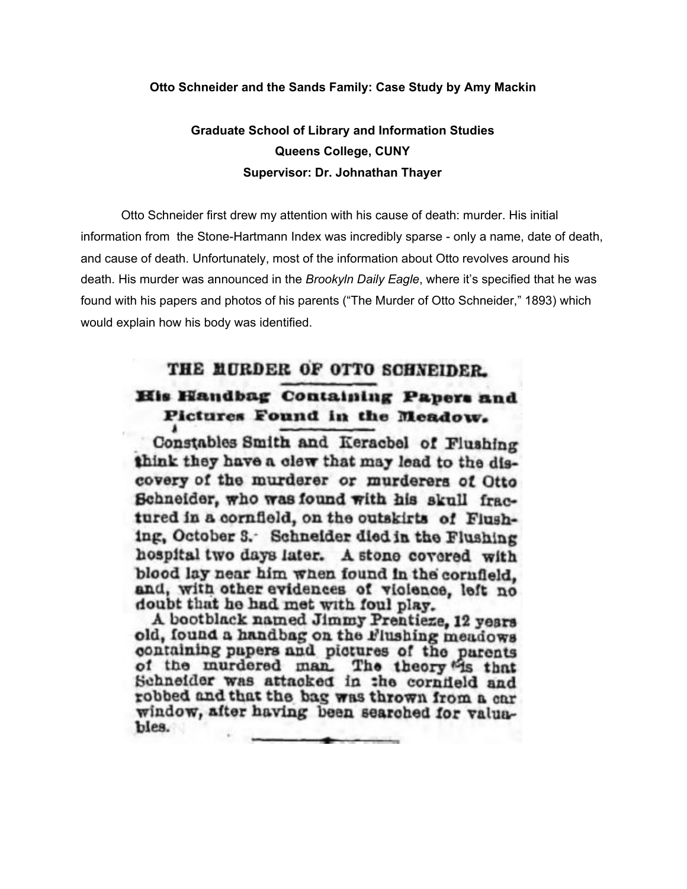**Otto Schneider and the Sands Family: Case Study by Amy Mackin**

**Graduate School of Library and Information Studies**
**Queens College, CUNY**
**Supervisor: Dr. Johnathan Thayer**

Otto Schneider first drew my attention with his cause of death: murder. His initial information from the Stone-Hartmann Index was incredibly sparse - only a name, date of death, and cause of death. Unfortunately, most of the information about Otto revolves around his death. His murder was announced in the *Brookyln Daily Eagle*, where it's specified that he was found with his papers and photos of his parents ("The Murder of Otto Schneider," 1893) which would explain how his body was identified.

THE MURDER OF OTTO SCHNEIDER.

**His Handbag Containing Papers and Pictures Found in the Meadow.**

Constables Smith and Kerachel of Flushing think they have a clew that may lead to the discovery of the murderer or murderers of Otto Schneider, who was found with his skull fractured in a cornfield, on the outskirts of Flushing, October 8. Schneider died in the Flushing hospital two days later. A stone covered with blood lay near him when found in the cornfield, and, with other evidences of violence, left no doubt that he had met with foul play.

A bootblack named Jimmy Prentieze, 12 years old, found a handbag on the Flushing meadows containing papers and pictures of the parents of the murdered man. The theory is that Schneider was attacked in the cornfield and robbed and that the bag was thrown from a car window, after having been searched for valuables.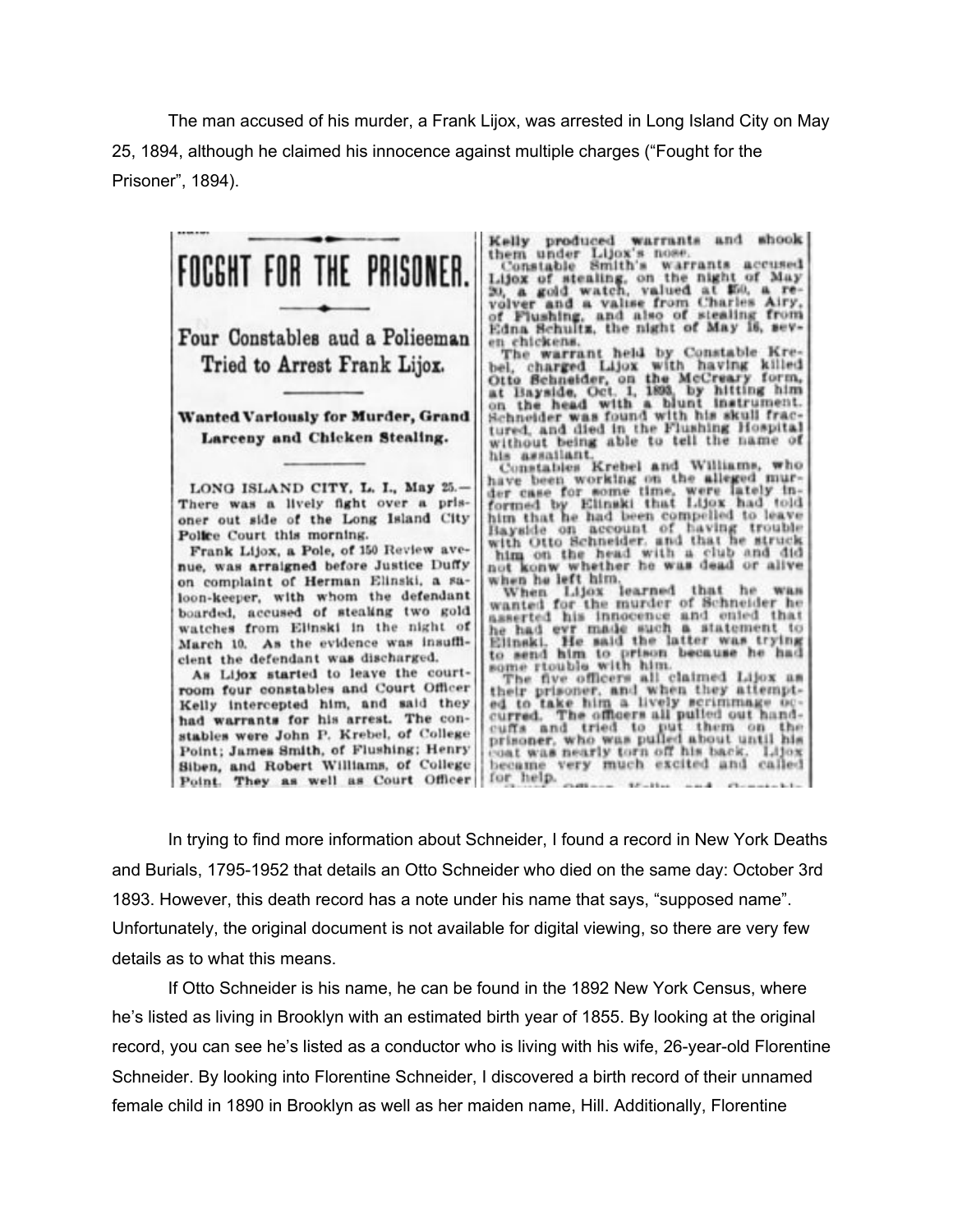The man accused of his murder, a Frank Lijox, was arrested in Long Island City on May 25, 1894, although he claimed his innocence against multiple charges ("Fought for the Prisoner", 1894).

## FOCGHT FOR THE PRISONER.

### Four Constables aud a Polieeman Tried to Arrest Frank Lijox.

**Wanted Variously for Murder, Grand Larceny and Chicken Stealing.**

LONG ISLAND CITY, L. I., May 25.—There was a lively fight over a prisoner out side of the Long Island City Police Court this morning.

Frank Lijox, a Pole, of 150 Review avenue, was arraigned before Justice Duffy on complaint of Herman Elinski, a saloon-keeper, with whom the defendant boarded, accused of stealing two gold watches from Elinski in the night of March 10. As the evidence was insufficient the defendant was discharged.

As Lijox started to leave the courtroom four constables and Court Officer Kelly intercepted him, and said they had warrants for his arrest. The constables were John P. Krebel, of College Point; James Smith, of Flushing; Henry Siben, and Robert Williams, of College Point. They as well as Court Officer Kelly produced warrants and shook them under Lijox's nose.

Constable Smith's warrants accused Lijox of stealing, on the night of May 20, a gold watch, valued at $50, a revolver and a valise from Charles Airy, of Flushing, and also of stealing from Edna Schultz, the night of May 16, seven chickens.

The warrant held by Constable Krebel, charged Lijox with having killed Otto Schneider, on the McCreary form, at Bayside, Oct. 1, 1893, by hitting him on the head with a blunt instrument. Schneider was found with his skull fractured, and died in the Flushing Hospital without being able to tell the name of his assailant.

Constables Krebel and Williams, who have been working on the alleged murder case for some time, were lately informed by Elinski that Lijox had told him that he had been compelled to leave Bayside on account of having trouble with Otto Schneider, and that he struck him on the head with a club and did not konw whether he was dead or alive when he left him.

When Lijox learned that he was wanted for the murder of Schneider he asserted his innocence and enied that he had evr made such a statement to Elinski. He said the latter was trying to send him to prison because he had some rtouble with him.

The five officers all claimed Lijox as their prisoner, and when they attempted to take him a lively scrimmage occurred. The officers all pulled out handcuffs and tried to put them on the prisoner, who was pulled about until his coat was nearly torn off his back. Lijox became very much excited and called for help.

In trying to find more information about Schneider, I found a record in New York Deaths and Burials, 1795-1952 that details an Otto Schneider who died on the same day: October 3rd 1893. However, this death record has a note under his name that says, "supposed name". Unfortunately, the original document is not available for digital viewing, so there are very few details as to what this means.

If Otto Schneider is his name, he can be found in the 1892 New York Census, where he's listed as living in Brooklyn with an estimated birth year of 1855. By looking at the original record, you can see he's listed as a conductor who is living with his wife, 26-year-old Florentine Schneider. By looking into Florentine Schneider, I discovered a birth record of their unnamed female child in 1890 in Brooklyn as well as her maiden name, Hill. Additionally, Florentine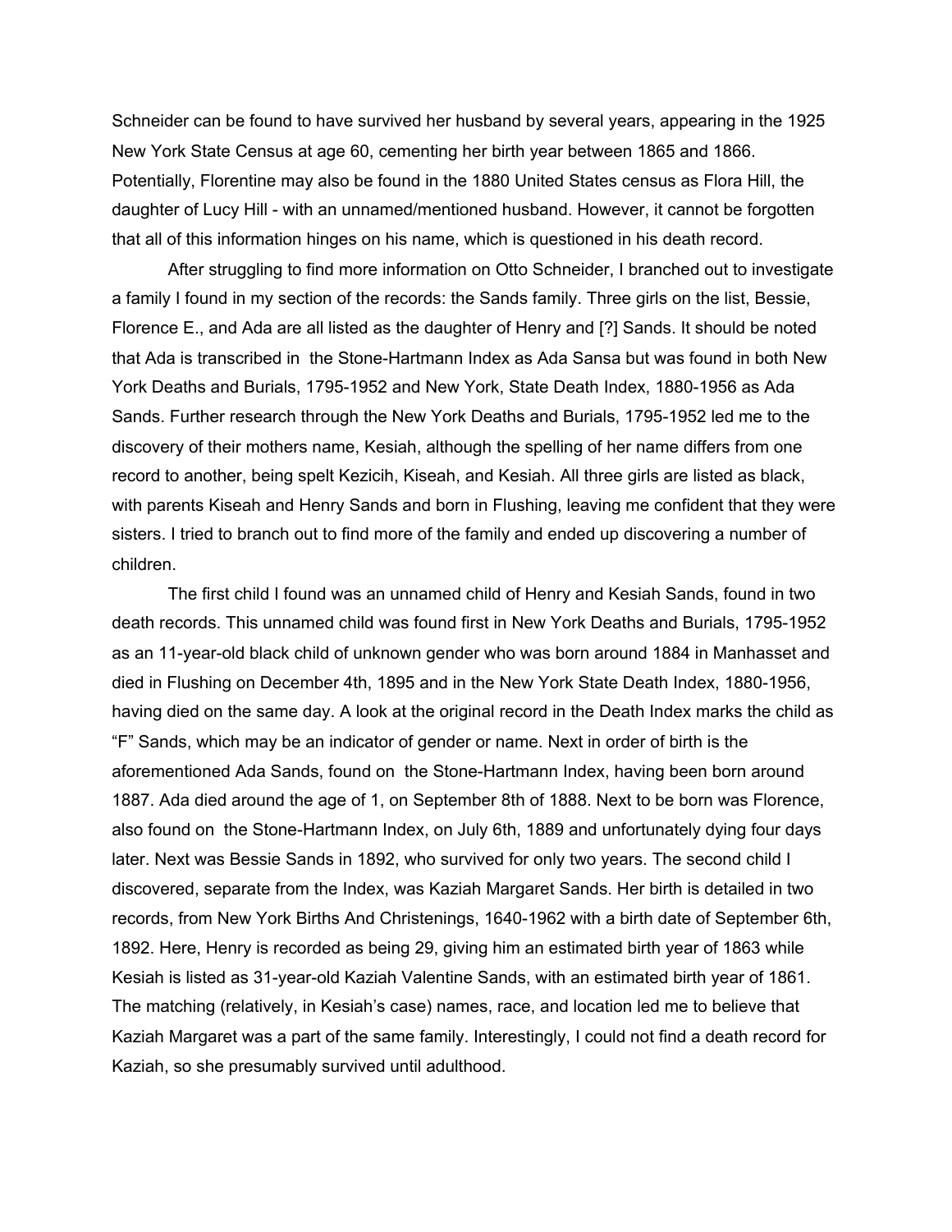Schneider can be found to have survived her husband by several years, appearing in the 1925 New York State Census at age 60, cementing her birth year between 1865 and 1866. Potentially, Florentine may also be found in the 1880 United States census as Flora Hill, the daughter of Lucy Hill - with an unnamed/mentioned husband. However, it cannot be forgotten that all of this information hinges on his name, which is questioned in his death record.

After struggling to find more information on Otto Schneider, I branched out to investigate a family I found in my section of the records: the Sands family. Three girls on the list, Bessie, Florence E., and Ada are all listed as the daughter of Henry and [?] Sands. It should be noted that Ada is transcribed in  the Stone-Hartmann Index as Ada Sansa but was found in both New York Deaths and Burials, 1795-1952 and New York, State Death Index, 1880-1956 as Ada Sands. Further research through the New York Deaths and Burials, 1795-1952 led me to the discovery of their mothers name, Kesiah, although the spelling of her name differs from one record to another, being spelt Kezicih, Kiseah, and Kesiah. All three girls are listed as black, with parents Kiseah and Henry Sands and born in Flushing, leaving me confident that they were sisters. I tried to branch out to find more of the family and ended up discovering a number of children.

The first child I found was an unnamed child of Henry and Kesiah Sands, found in two death records. This unnamed child was found first in New York Deaths and Burials, 1795-1952 as an 11-year-old black child of unknown gender who was born around 1884 in Manhasset and died in Flushing on December 4th, 1895 and in the New York State Death Index, 1880-1956, having died on the same day. A look at the original record in the Death Index marks the child as "F" Sands, which may be an indicator of gender or name. Next in order of birth is the aforementioned Ada Sands, found on  the Stone-Hartmann Index, having been born around 1887. Ada died around the age of 1, on September 8th of 1888. Next to be born was Florence, also found on  the Stone-Hartmann Index, on July 6th, 1889 and unfortunately dying four days later. Next was Bessie Sands in 1892, who survived for only two years. The second child I discovered, separate from the Index, was Kaziah Margaret Sands. Her birth is detailed in two records, from New York Births And Christenings, 1640-1962 with a birth date of September 6th, 1892. Here, Henry is recorded as being 29, giving him an estimated birth year of 1863 while Kesiah is listed as 31-year-old Kaziah Valentine Sands, with an estimated birth year of 1861. The matching (relatively, in Kesiah's case) names, race, and location led me to believe that Kaziah Margaret was a part of the same family. Interestingly, I could not find a death record for Kaziah, so she presumably survived until adulthood.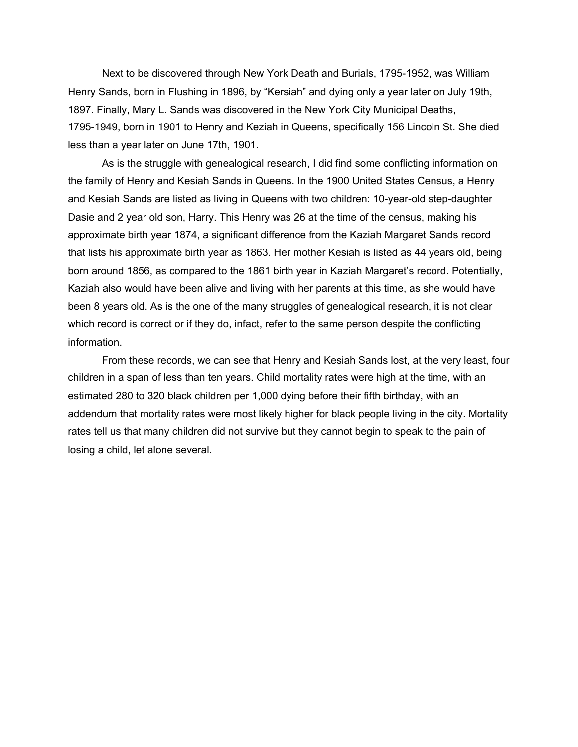Next to be discovered through New York Death and Burials, 1795-1952, was William Henry Sands, born in Flushing in 1896, by "Kersiah" and dying only a year later on July 19th, 1897. Finally, Mary L. Sands was discovered in the New York City Municipal Deaths, 1795-1949, born in 1901 to Henry and Keziah in Queens, specifically 156 Lincoln St. She died less than a year later on June 17th, 1901.

As is the struggle with genealogical research, I did find some conflicting information on the family of Henry and Kesiah Sands in Queens. In the 1900 United States Census, a Henry and Kesiah Sands are listed as living in Queens with two children: 10-year-old step-daughter Dasie and 2 year old son, Harry. This Henry was 26 at the time of the census, making his approximate birth year 1874, a significant difference from the Kaziah Margaret Sands record that lists his approximate birth year as 1863. Her mother Kesiah is listed as 44 years old, being born around 1856, as compared to the 1861 birth year in Kaziah Margaret's record. Potentially, Kaziah also would have been alive and living with her parents at this time, as she would have been 8 years old. As is the one of the many struggles of genealogical research, it is not clear which record is correct or if they do, infact, refer to the same person despite the conflicting information.

From these records, we can see that Henry and Kesiah Sands lost, at the very least, four children in a span of less than ten years. Child mortality rates were high at the time, with an estimated 280 to 320 black children per 1,000 dying before their fifth birthday, with an addendum that mortality rates were most likely higher for black people living in the city. Mortality rates tell us that many children did not survive but they cannot begin to speak to the pain of losing a child, let alone several.